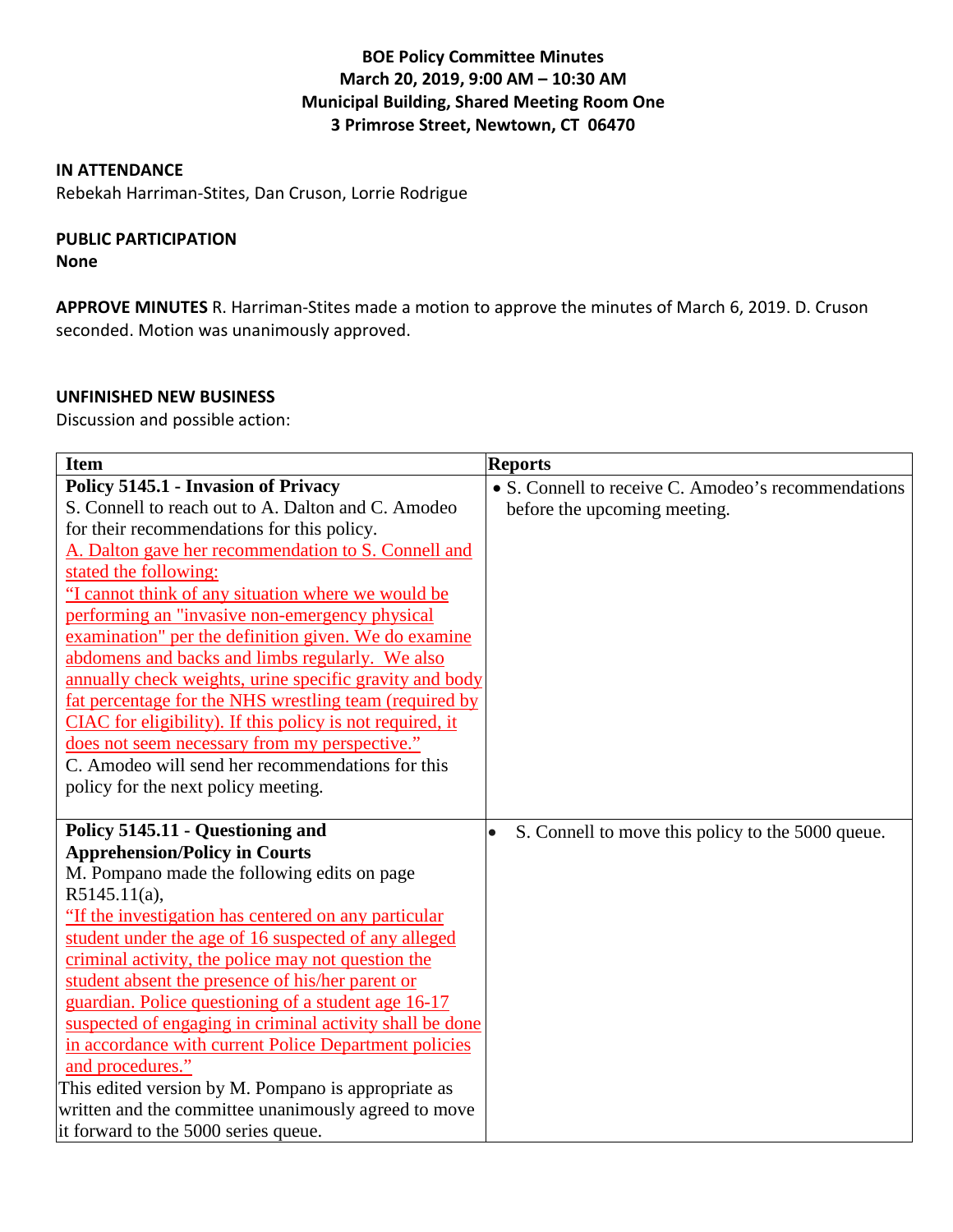**BOE Policy Committee Minutes**
**March 20, 2019, 9:00 AM – 10:30 AM**
**Municipal Building, Shared Meeting Room One**
**3 Primrose Street, Newtown, CT 06470**

**IN ATTENDANCE**
Rebekah Harriman-Stites, Dan Cruson, Lorrie Rodrigue

**PUBLIC PARTICIPATION**
**None**

**APPROVE MINUTES** R. Harriman-Stites made a motion to approve the minutes of March 6, 2019. D. Cruson seconded. Motion was unanimously approved.

**UNFINISHED NEW BUSINESS**
Discussion and possible action:

| Item | Reports |
|---|---|
| **Policy 5145.1 - Invasion of Privacy** S. Connell to reach out to A. Dalton and C. Amodeo for their recommendations for this policy. A. Dalton gave her recommendation to S. Connell and stated the following: "I cannot think of any situation where we would be performing an "invasive non-emergency physical examination" per the definition given. We do examine abdomens and backs and limbs regularly. We also annually check weights, urine specific gravity and body fat percentage for the NHS wrestling team (required by CIAC for eligibility). If this policy is not required, it does not seem necessary from my perspective." C. Amodeo will send her recommendations for this policy for the next policy meeting. | • S. Connell to receive C. Amodeo's recommendations before the upcoming meeting. |
| **Policy 5145.11 - Questioning and Apprehension/Policy in Courts** M. Pompano made the following edits on page R5145.11(a), "If the investigation has centered on any particular student under the age of 16 suspected of any alleged criminal activity, the police may not question the student absent the presence of his/her parent or guardian. Police questioning of a student age 16-17 suspected of engaging in criminal activity shall be done in accordance with current Police Department policies and procedures." This edited version by M. Pompano is appropriate as written and the committee unanimously agreed to move it forward to the 5000 series queue. | • S. Connell to move this policy to the 5000 queue. |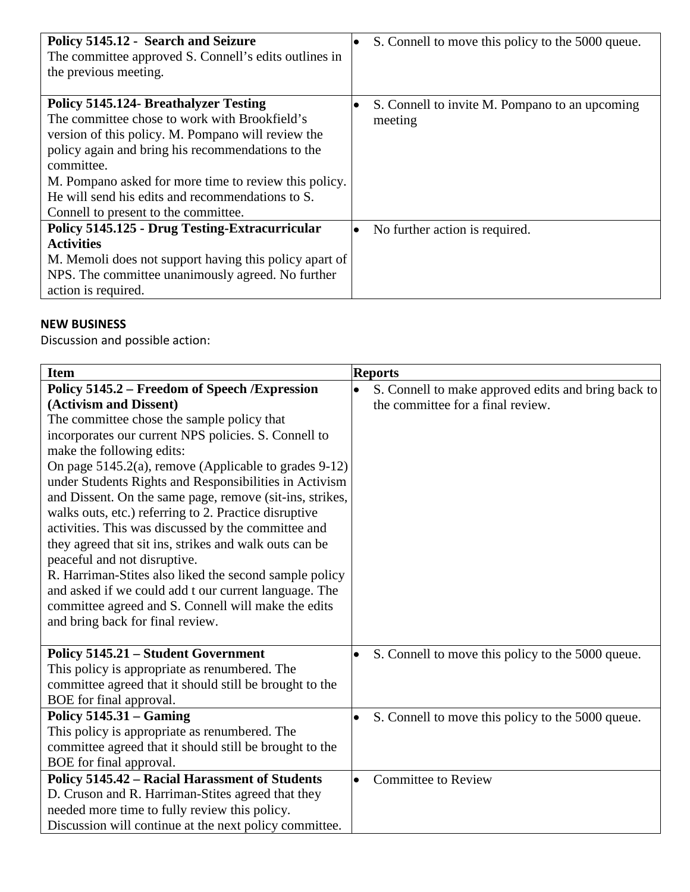| | |
|---|---|
| **Policy 5145.12 - Search and Seizure**<br>The committee approved S. Connell's edits outlines in the previous meeting. | • S. Connell to move this policy to the 5000 queue. |
| **Policy 5145.124- Breathalyzer Testing**<br>The committee chose to work with Brookfield's version of this policy. M. Pompano will review the policy again and bring his recommendations to the committee.<br>M. Pompano asked for more time to review this policy. He will send his edits and recommendations to S. Connell to present to the committee. | • S. Connell to invite M. Pompano to an upcoming meeting |
| **Policy 5145.125 - Drug Testing-Extracurricular Activities**<br>M. Memoli does not support having this policy apart of NPS. The committee unanimously agreed. No further action is required. | • No further action is required. |

**NEW BUSINESS**

Discussion and possible action:

| Item | Reports |
|---|---|
| **Policy 5145.2 – Freedom of Speech /Expression (Activism and Dissent)**<br>The committee chose the sample policy that incorporates our current NPS policies. S. Connell to make the following edits:<br>On page 5145.2(a), remove (Applicable to grades 9-12) under Students Rights and Responsibilities in Activism and Dissent. On the same page, remove (sit-ins, strikes, walks outs, etc.) referring to 2. Practice disruptive activities. This was discussed by the committee and they agreed that sit ins, strikes and walk outs can be peaceful and not disruptive.<br>R. Harriman-Stites also liked the second sample policy and asked if we could add t our current language. The committee agreed and S. Connell will make the edits and bring back for final review. | • S. Connell to make approved edits and bring back to the committee for a final review. |
| **Policy 5145.21 – Student Government**<br>This policy is appropriate as renumbered. The committee agreed that it should still be brought to the BOE for final approval. | • S. Connell to move this policy to the 5000 queue. |
| **Policy 5145.31 – Gaming**<br>This policy is appropriate as renumbered. The committee agreed that it should still be brought to the BOE for final approval. | • S. Connell to move this policy to the 5000 queue. |
| **Policy 5145.42 – Racial Harassment of Students**<br>D. Cruson and R. Harriman-Stites agreed that they needed more time to fully review this policy. Discussion will continue at the next policy committee. | • Committee to Review |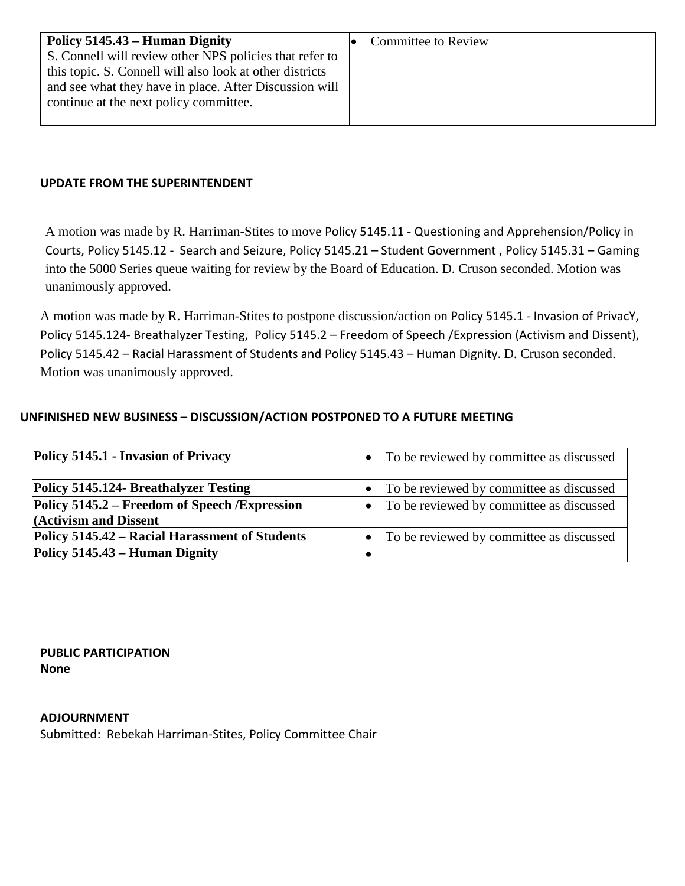| | |
|---|---|
| **Policy 5145.43 – Human Dignity**<br>S. Connell will review other NPS policies that refer to this topic. S. Connell will also look at other districts and see what they have in place. After Discussion will continue at the next policy committee. | • Committee to Review |

**UPDATE FROM THE SUPERINTENDENT**

A motion was made by R. Harriman-Stites to move Policy 5145.11 - Questioning and Apprehension/Policy in Courts, Policy 5145.12 - Search and Seizure, Policy 5145.21 – Student Government , Policy 5145.31 – Gaming into the 5000 Series queue waiting for review by the Board of Education. D. Cruson seconded. Motion was unanimously approved.

A motion was made by R. Harriman-Stites to postpone discussion/action on Policy 5145.1 - Invasion of PrivacY, Policy 5145.124- Breathalyzer Testing, Policy 5145.2 – Freedom of Speech /Expression (Activism and Dissent), Policy 5145.42 – Racial Harassment of Students and Policy 5145.43 – Human Dignity. D. Cruson seconded. Motion was unanimously approved.

**UNFINISHED NEW BUSINESS – DISCUSSION/ACTION POSTPONED TO A FUTURE MEETING**

| | |
|---|---|
| **Policy 5145.1 - Invasion of Privacy** | • To be reviewed by committee as discussed |
| **Policy 5145.124- Breathalyzer Testing** | • To be reviewed by committee as discussed |
| **Policy 5145.2 – Freedom of Speech /Expression (Activism and Dissent** | • To be reviewed by committee as discussed |
| **Policy 5145.42 – Racial Harassment of Students** | • To be reviewed by committee as discussed |
| **Policy 5145.43 – Human Dignity** | • |

**PUBLIC PARTICIPATION**
**None**

**ADJOURNMENT**
Submitted: Rebekah Harriman-Stites, Policy Committee Chair